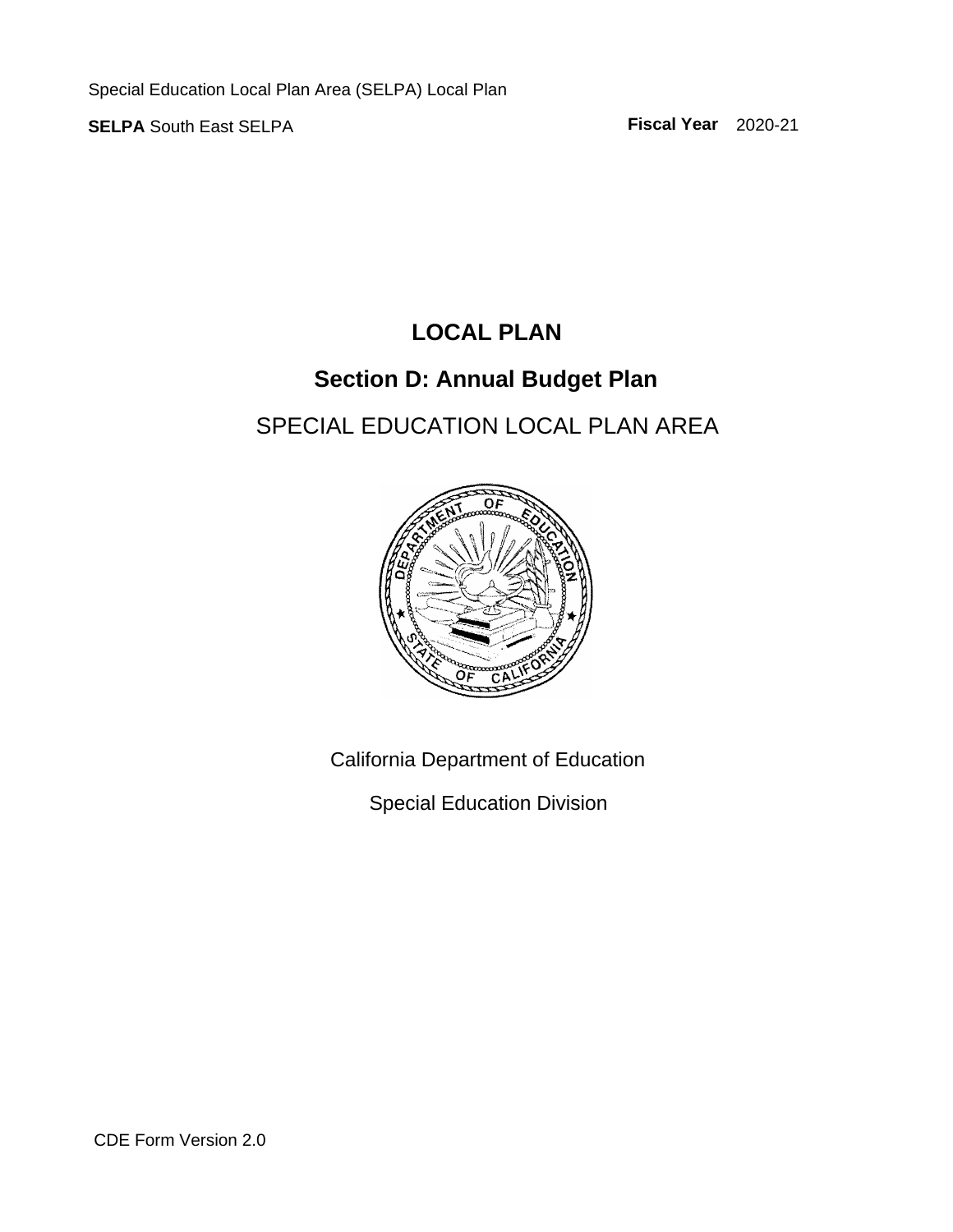Special Education Local Plan Area (SELPA) Local Plan

**SELPA** South East SELPA **Fiscal Year** 2020-21

# LOCAL PLAN

## Section D: Annual Budget Plan

SPECIAL EDUCATION LOCAL PLAN AREA

California Department of Education

Special Education Division

CDE Form Version 2.0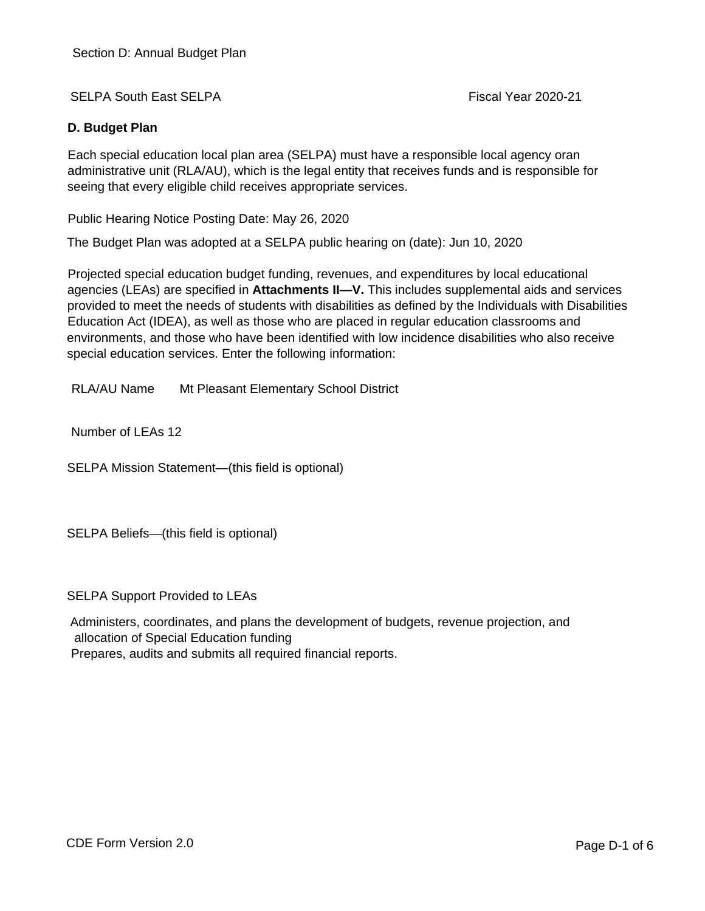Section D: Annual Budget Plan

SELPA South East SELPA

Fiscal Year 2020-21

**D. Budget Plan**

Each special education local plan area (SELPA) must have a responsible local agency oran administrative unit (RLA/AU), which is the legal entity that receives funds and is responsible for seeing that every eligible child receives appropriate services.

Public Hearing Notice Posting Date: May 26, 2020

The Budget Plan was adopted at a SELPA public hearing on (date): Jun 10, 2020

Projected special education budget funding, revenues, and expenditures by local educational agencies (LEAs) are specified in **Attachments II—V.** This includes supplemental aids and services provided to meet the needs of students with disabilities as defined by the Individuals with Disabilities Education Act (IDEA), as well as those who are placed in regular education classrooms and environments, and those who have been identified with low incidence disabilities who also receive special education services. Enter the following information:

RLA/AU Name Mt Pleasant Elementary School District

Number of LEAs 12

SELPA Mission Statement—(this field is optional)

SELPA Beliefs—(this field is optional)

SELPA Support Provided to LEAs

Administers, coordinates, and plans the development of budgets, revenue projection, and allocation of Special Education funding
Prepares, audits and submits all required financial reports.

CDE Form Version 2.0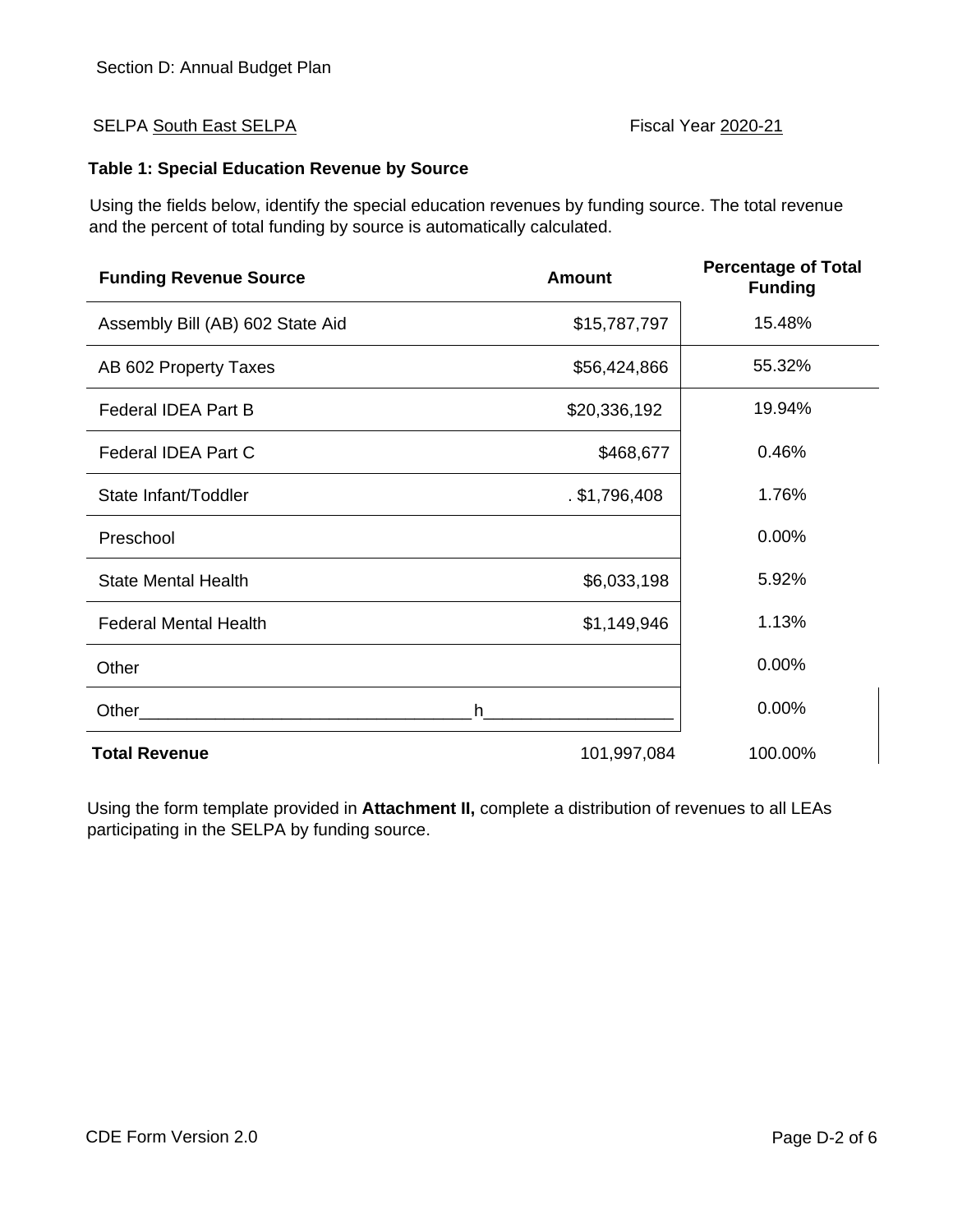Section D: Annual Budget Plan

SELPA South East SELPA Fiscal Year 2020-21

**Table 1: Special Education Revenue by Source**

Using the fields below, identify the special education revenues by funding source. The total revenue and the percent of total funding by source is automatically calculated.

| Funding Revenue Source | Amount | Percentage of Total Funding |
|---|---|---|
| Assembly Bill (AB) 602 State Aid | $15,787,797 | 15.48% |
| AB 602 Property Taxes | $56,424,866 | 55.32% |
| Federal IDEA Part B | $20,336,192 | 19.94% |
| Federal IDEA Part C | $468,677 | 0.46% |
| State Infant/Toddler | . $1,796,408 | 1.76% |
| Preschool | | 0.00% |
| State Mental Health | $6,033,198 | 5.92% |
| Federal Mental Health | $1,149,946 | 1.13% |
| Other | | 0.00% |
| Other___________________________________ | h___________________ | 0.00% |
| **Total Revenue** | 101,997,084 | 100.00% |

Using the form template provided in **Attachment II,** complete a distribution of revenues to all LEAs participating in the SELPA by funding source.

CDE Form Version 2.0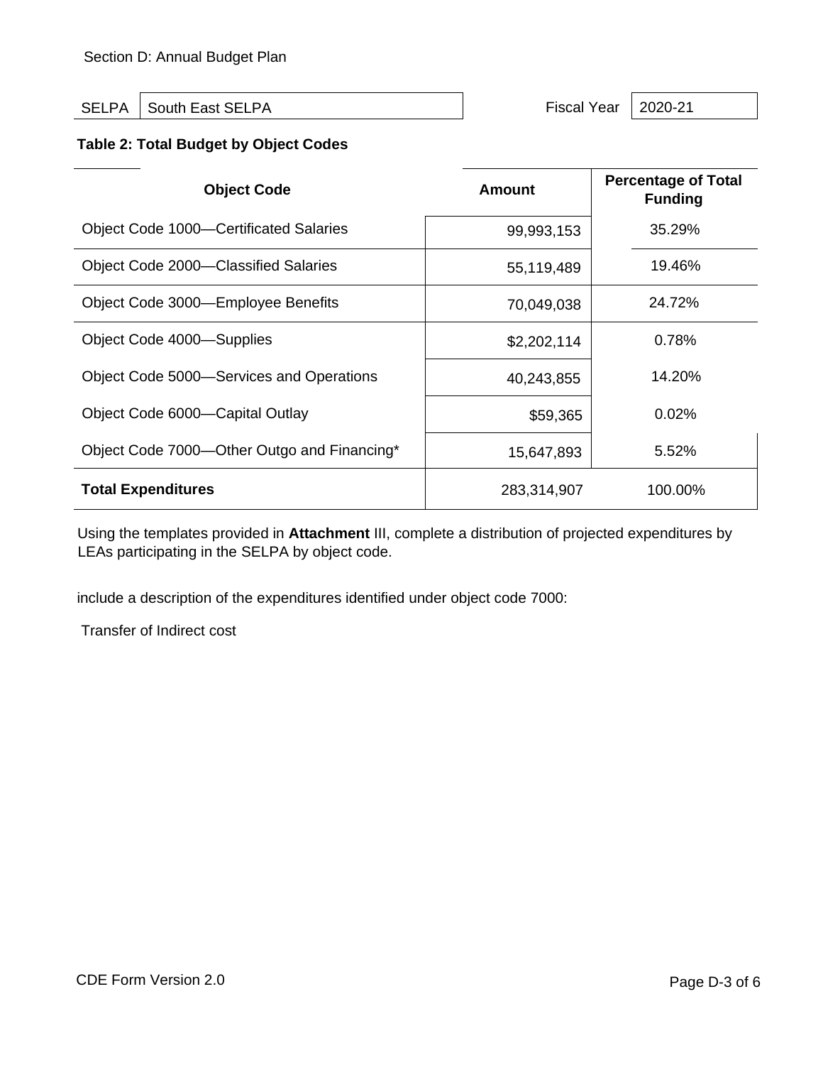Section D: Annual Budget Plan

| SELPA | South East SELPA | Fiscal Year | 2020-21 |
|---|---|---|---|

**Table 2: Total Budget by Object Codes**

| Object Code | Amount | Percentage of Total Funding |
|---|---|---|
| Object Code 1000—Certificated Salaries | 99,993,153 | 35.29% |
| Object Code 2000—Classified Salaries | 55,119,489 | 19.46% |
| Object Code 3000—Employee Benefits | 70,049,038 | 24.72% |
| Object Code 4000—Supplies | $2,202,114 | 0.78% |
| Object Code 5000—Services and Operations | 40,243,855 | 14.20% |
| Object Code 6000—Capital Outlay | $59,365 | 0.02% |
| Object Code 7000—Other Outgo and Financing* | 15,647,893 | 5.52% |
| **Total Expenditures** | 283,314,907 | 100.00% |

Using the templates provided in **Attachment** III, complete a distribution of projected expenditures by LEAs participating in the SELPA by object code.

include a description of the expenditures identified under object code 7000:

Transfer of Indirect cost

CDE Form Version 2.0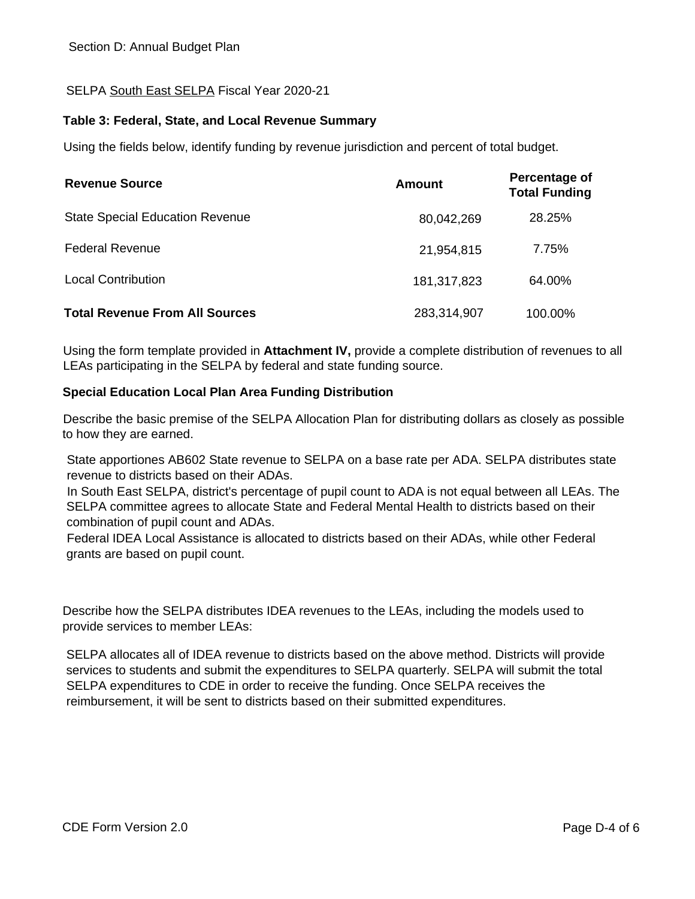Section D: Annual Budget Plan

SELPA South East SELPA Fiscal Year 2020-21

### Table 3: Federal, State, and Local Revenue Summary

Using the fields below, identify funding by revenue jurisdiction and percent of total budget.

| Revenue Source | Amount | Percentage of Total Funding |
|---|---|---|
| State Special Education Revenue | 80,042,269 | 28.25% |
| Federal Revenue | 21,954,815 | 7.75% |
| Local Contribution | 181,317,823 | 64.00% |
| **Total Revenue From All Sources** | 283,314,907 | 100.00% |

Using the form template provided in **Attachment IV,** provide a complete distribution of revenues to all LEAs participating in the SELPA by federal and state funding source.

### Special Education Local Plan Area Funding Distribution

Describe the basic premise of the SELPA Allocation Plan for distributing dollars as closely as possible to how they are earned.

State apportiones AB602 State revenue to SELPA on a base rate per ADA. SELPA distributes state revenue to districts based on their ADAs.
In South East SELPA, district's percentage of pupil count to ADA is not equal between all LEAs. The SELPA committee agrees to allocate State and Federal Mental Health to districts based on their combination of pupil count and ADAs.
Federal IDEA Local Assistance is allocated to districts based on their ADAs, while other Federal grants are based on pupil count.

Describe how the SELPA distributes IDEA revenues to the LEAs, including the models used to provide services to member LEAs:

SELPA allocates all of IDEA revenue to districts based on the above method. Districts will provide services to students and submit the expenditures to SELPA quarterly. SELPA will submit the total SELPA expenditures to CDE in order to receive the funding. Once SELPA receives the reimbursement, it will be sent to districts based on their submitted expenditures.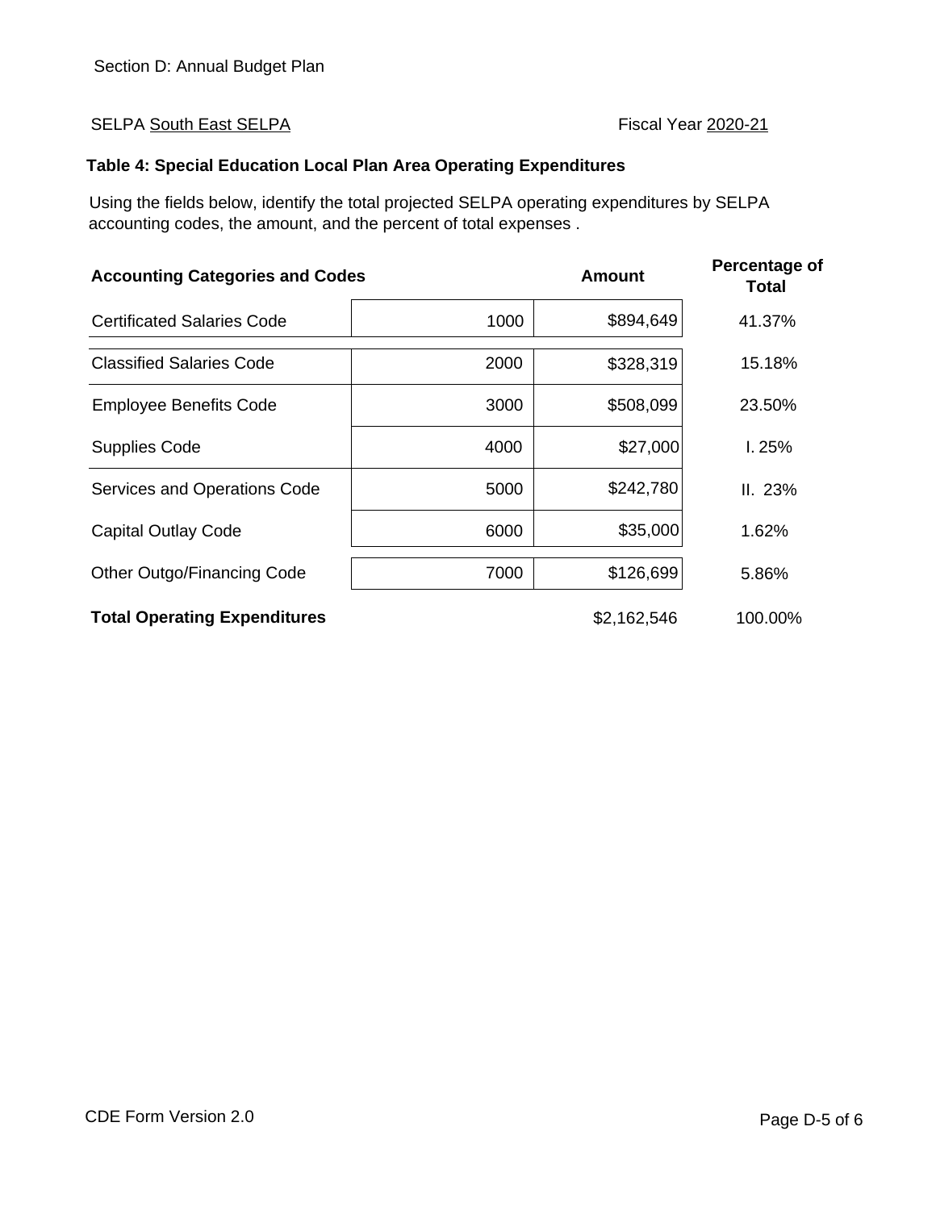Section D: Annual Budget Plan

SELPA South East SELPA Fiscal Year 2020-21

**Table 4: Special Education Local Plan Area Operating Expenditures**

Using the fields below, identify the total projected SELPA operating expenditures by SELPA accounting codes, the amount, and the percent of total expenses .

| Accounting Categories and Codes | | Amount | Percentage of Total |
|---|---|---|---|
| Certificated Salaries Code | 1000 | $894,649 | 41.37% |
| Classified Salaries Code | 2000 | $328,319 | 15.18% |
| Employee Benefits Code | 3000 | $508,099 | 23.50% |
| Supplies Code | 4000 | $27,000 | I. 25% |
| Services and Operations Code | 5000 | $242,780 | II. 23% |
| Capital Outlay Code | 6000 | $35,000 | 1.62% |
| Other Outgo/Financing Code | 7000 | $126,699 | 5.86% |
| **Total Operating Expenditures** | | $2,162,546 | 100.00% |

CDE Form Version 2.0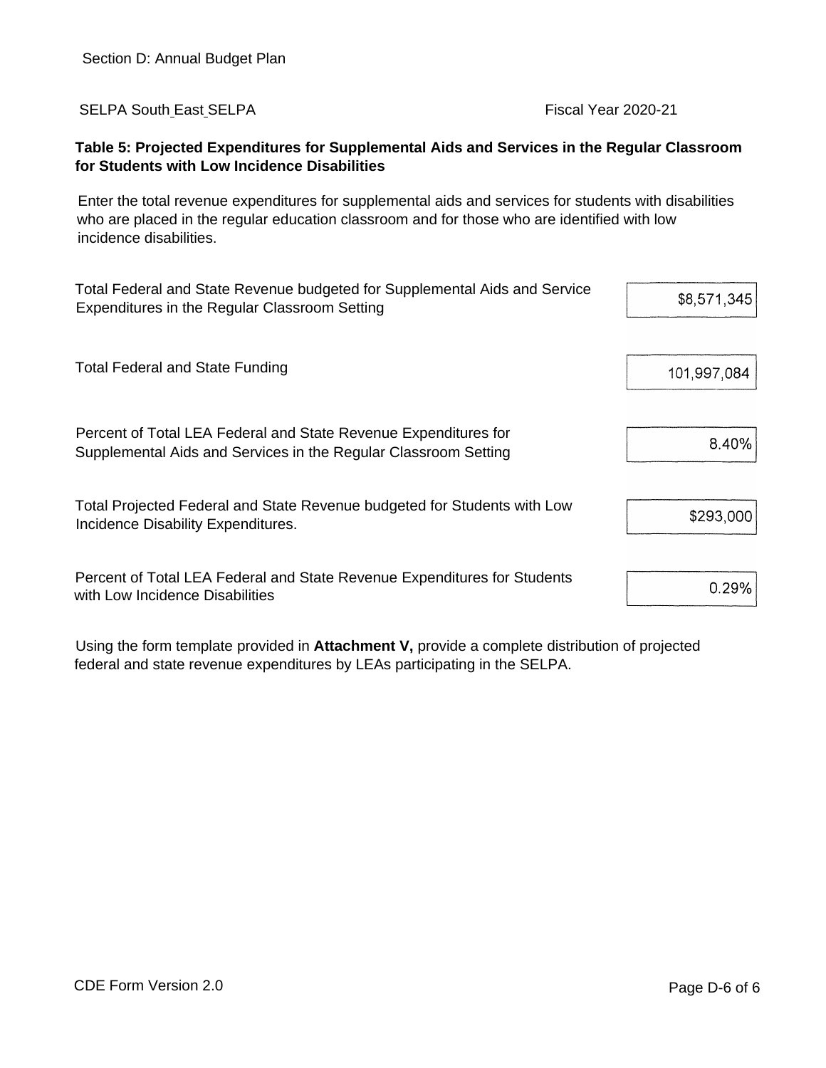Section D: Annual Budget Plan

SELPA South_East_SELPA

Fiscal Year 2020-21

**Table 5: Projected Expenditures for Supplemental Aids and Services in the Regular Classroom for Students with Low Incidence Disabilities**

Enter the total revenue expenditures for supplemental aids and services for students with disabilities who are placed in the regular education classroom and for those who are identified with low incidence disabilities.

| | |
|---|---|
| Total Federal and State Revenue budgeted for Supplemental Aids and Service Expenditures in the Regular Classroom Setting | $8,571,345 |
| Total Federal and State Funding | 101,997,084 |
| Percent of Total LEA Federal and State Revenue Expenditures for Supplemental Aids and Services in the Regular Classroom Setting | 8.40% |
| Total Projected Federal and State Revenue budgeted for Students with Low Incidence Disability Expenditures. | $293,000 |
| Percent of Total LEA Federal and State Revenue Expenditures for Students with Low Incidence Disabilities | 0.29% |

Using the form template provided in **Attachment V,** provide a complete distribution of projected federal and state revenue expenditures by LEAs participating in the SELPA.

CDE Form Version 2.0